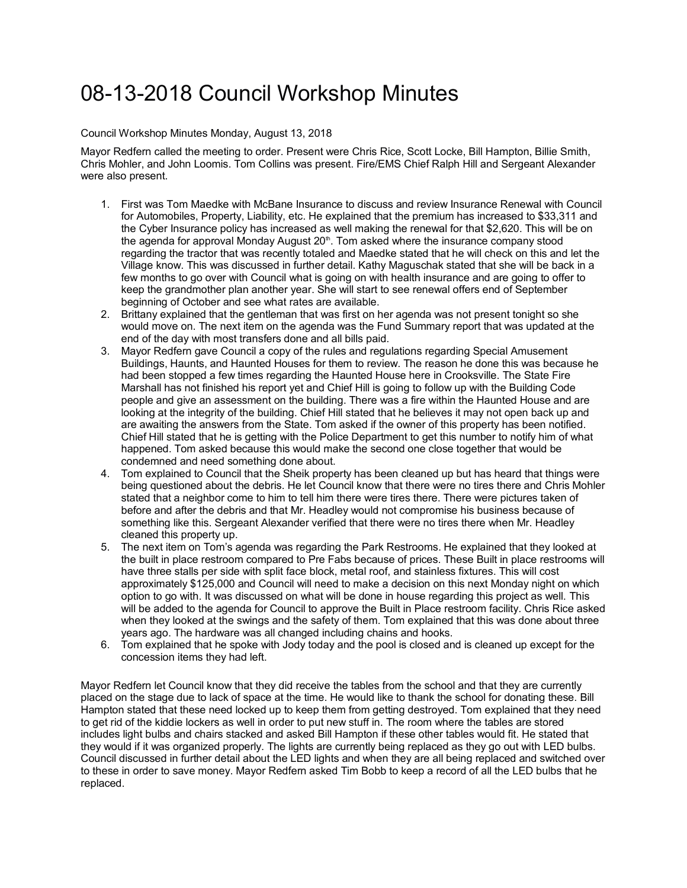# 08-13-2018 Council Workshop Minutes

Council Workshop Minutes Monday, August 13, 2018

Mayor Redfern called the meeting to order. Present were Chris Rice, Scott Locke, Bill Hampton, Billie Smith, Chris Mohler, and John Loomis. Tom Collins was present. Fire/EMS Chief Ralph Hill and Sergeant Alexander were also present.

1. First was Tom Maedke with McBane Insurance to discuss and review Insurance Renewal with Council for Automobiles, Property, Liability, etc. He explained that the premium has increased to $33,311 and the Cyber Insurance policy has increased as well making the renewal for that $2,620. This will be on the agenda for approval Monday August 20th. Tom asked where the insurance company stood regarding the tractor that was recently totaled and Maedke stated that he will check on this and let the Village know. This was discussed in further detail. Kathy Maguschak stated that she will be back in a few months to go over with Council what is going on with health insurance and are going to offer to keep the grandmother plan another year. She will start to see renewal offers end of September beginning of October and see what rates are available.
2. Brittany explained that the gentleman that was first on her agenda was not present tonight so she would move on. The next item on the agenda was the Fund Summary report that was updated at the end of the day with most transfers done and all bills paid.
3. Mayor Redfern gave Council a copy of the rules and regulations regarding Special Amusement Buildings, Haunts, and Haunted Houses for them to review. The reason he done this was because he had been stopped a few times regarding the Haunted House here in Crooksville. The State Fire Marshall has not finished his report yet and Chief Hill is going to follow up with the Building Code people and give an assessment on the building. There was a fire within the Haunted House and are looking at the integrity of the building. Chief Hill stated that he believes it may not open back up and are awaiting the answers from the State. Tom asked if the owner of this property has been notified. Chief Hill stated that he is getting with the Police Department to get this number to notify him of what happened. Tom asked because this would make the second one close together that would be condemned and need something done about.
4. Tom explained to Council that the Sheik property has been cleaned up but has heard that things were being questioned about the debris. He let Council know that there were no tires there and Chris Mohler stated that a neighbor come to him to tell him there were tires there. There were pictures taken of before and after the debris and that Mr. Headley would not compromise his business because of something like this. Sergeant Alexander verified that there were no tires there when Mr. Headley cleaned this property up.
5. The next item on Tom's agenda was regarding the Park Restrooms. He explained that they looked at the built in place restroom compared to Pre Fabs because of prices. These Built in place restrooms will have three stalls per side with split face block, metal roof, and stainless fixtures. This will cost approximately $125,000 and Council will need to make a decision on this next Monday night on which option to go with. It was discussed on what will be done in house regarding this project as well. This will be added to the agenda for Council to approve the Built in Place restroom facility. Chris Rice asked when they looked at the swings and the safety of them. Tom explained that this was done about three years ago. The hardware was all changed including chains and hooks.
6. Tom explained that he spoke with Jody today and the pool is closed and is cleaned up except for the concession items they had left.

Mayor Redfern let Council know that they did receive the tables from the school and that they are currently placed on the stage due to lack of space at the time. He would like to thank the school for donating these. Bill Hampton stated that these need locked up to keep them from getting destroyed. Tom explained that they need to get rid of the kiddie lockers as well in order to put new stuff in. The room where the tables are stored includes light bulbs and chairs stacked and asked Bill Hampton if these other tables would fit. He stated that they would if it was organized properly. The lights are currently being replaced as they go out with LED bulbs. Council discussed in further detail about the LED lights and when they are all being replaced and switched over to these in order to save money. Mayor Redfern asked Tim Bobb to keep a record of all the LED bulbs that he replaced.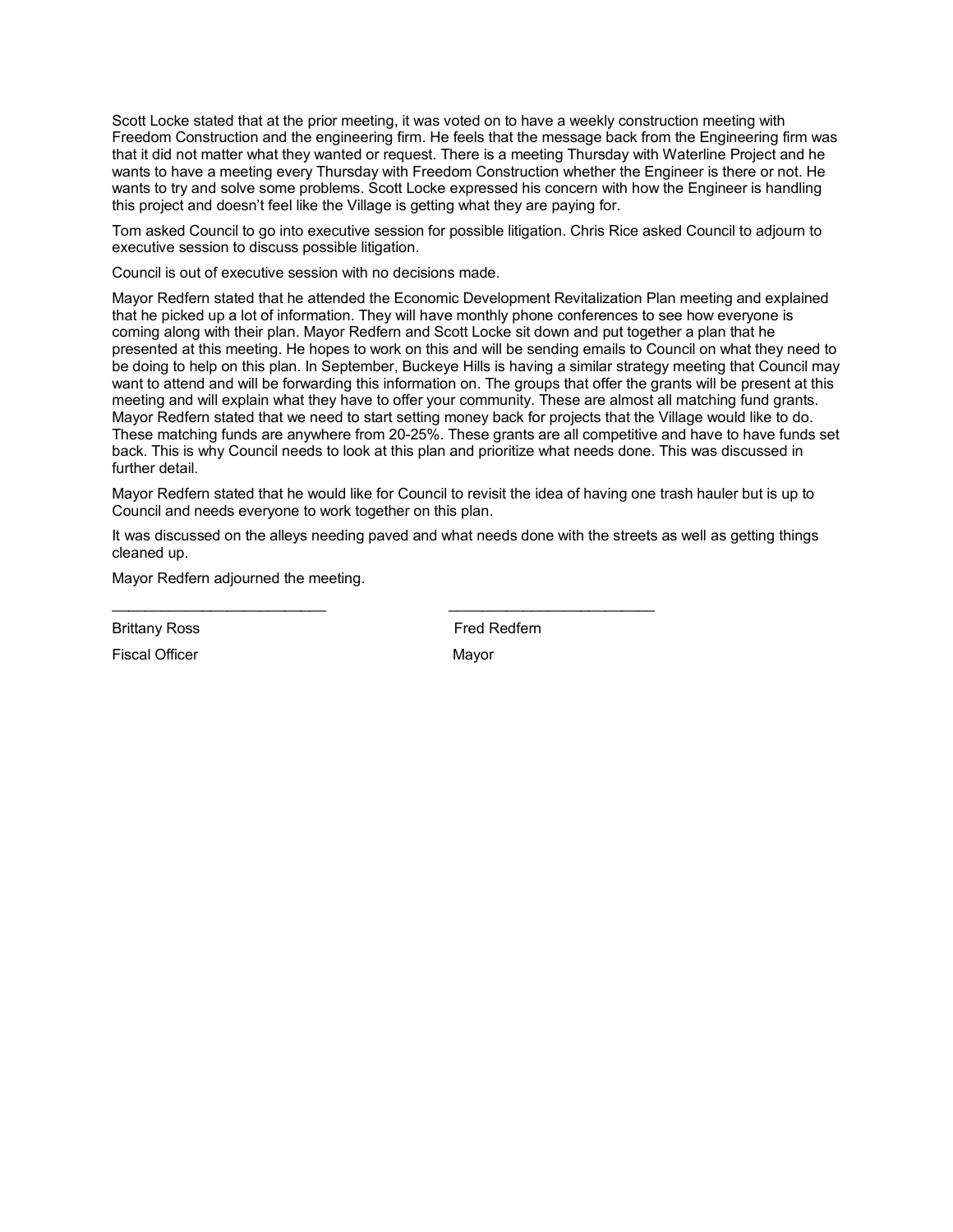Scott Locke stated that at the prior meeting, it was voted on to have a weekly construction meeting with Freedom Construction and the engineering firm. He feels that the message back from the Engineering firm was that it did not matter what they wanted or request. There is a meeting Thursday with Waterline Project and he wants to have a meeting every Thursday with Freedom Construction whether the Engineer is there or not. He wants to try and solve some problems. Scott Locke expressed his concern with how the Engineer is handling this project and doesn't feel like the Village is getting what they are paying for.

Tom asked Council to go into executive session for possible litigation. Chris Rice asked Council to adjourn to executive session to discuss possible litigation.

Council is out of executive session with no decisions made.

Mayor Redfern stated that he attended the Economic Development Revitalization Plan meeting and explained that he picked up a lot of information. They will have monthly phone conferences to see how everyone is coming along with their plan. Mayor Redfern and Scott Locke sit down and put together a plan that he presented at this meeting. He hopes to work on this and will be sending emails to Council on what they need to be doing to help on this plan. In September, Buckeye Hills is having a similar strategy meeting that Council may want to attend and will be forwarding this information on. The groups that offer the grants will be present at this meeting and will explain what they have to offer your community. These are almost all matching fund grants. Mayor Redfern stated that we need to start setting money back for projects that the Village would like to do. These matching funds are anywhere from 20-25%. These grants are all competitive and have to have funds set back. This is why Council needs to look at this plan and prioritize what needs done. This was discussed in further detail.

Mayor Redfern stated that he would like for Council to revisit the idea of having one trash hauler but is up to Council and needs everyone to work together on this plan.

It was discussed on the alleys needing paved and what needs done with the streets as well as getting things cleaned up.

Mayor Redfern adjourned the meeting.

\_\_\_\_\_\_\_\_\_\_\_\_\_\_\_\_\_\_\_\_\_\_\_\_\_\_ \_\_\_\_\_\_\_\_\_\_\_\_\_\_\_\_\_\_\_\_\_\_\_\_\_\_

| | |
|---|---|
| Brittany Ross | Fred Redfern |
| Fiscal Officer | Mayor |